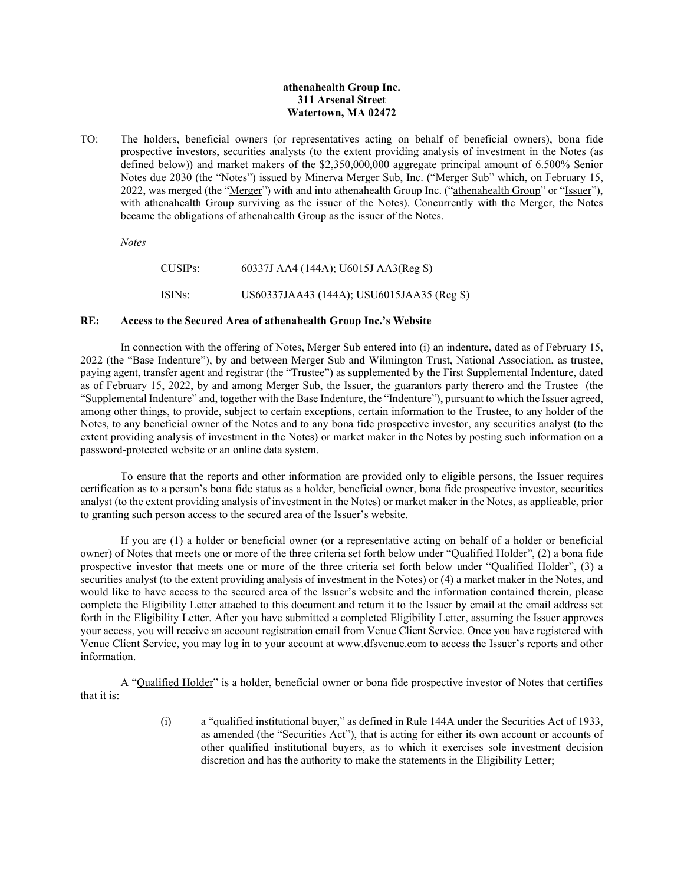**athenahealth Group Inc.**
**311 Arsenal Street**
**Watertown, MA 02472**

TO: The holders, beneficial owners (or representatives acting on behalf of beneficial owners), bona fide prospective investors, securities analysts (to the extent providing analysis of investment in the Notes (as defined below)) and market makers of the $2,350,000,000 aggregate principal amount of 6.500% Senior Notes due 2030 (the "Notes") issued by Minerva Merger Sub, Inc. ("Merger Sub" which, on February 15, 2022, was merged (the "Merger") with and into athenahealth Group Inc. ("athenahealth Group" or "Issuer"), with athenahealth Group surviving as the issuer of the Notes). Concurrently with the Merger, the Notes became the obligations of athenahealth Group as the issuer of the Notes.

*Notes*

| | |
|---|---|
| CUSIPs: | 60337J AA4 (144A); U6015J AA3(Reg S) |
| ISINs: | US60337JAA43 (144A); USU6015JAA35 (Reg S) |

**RE: Access to the Secured Area of athenahealth Group Inc.'s Website**

In connection with the offering of Notes, Merger Sub entered into (i) an indenture, dated as of February 15, 2022 (the "Base Indenture"), by and between Merger Sub and Wilmington Trust, National Association, as trustee, paying agent, transfer agent and registrar (the "Trustee") as supplemented by the First Supplemental Indenture, dated as of February 15, 2022, by and among Merger Sub, the Issuer, the guarantors party therero and the Trustee (the "Supplemental Indenture" and, together with the Base Indenture, the "Indenture"), pursuant to which the Issuer agreed, among other things, to provide, subject to certain exceptions, certain information to the Trustee, to any holder of the Notes, to any beneficial owner of the Notes and to any bona fide prospective investor, any securities analyst (to the extent providing analysis of investment in the Notes) or market maker in the Notes by posting such information on a password-protected website or an online data system.

To ensure that the reports and other information are provided only to eligible persons, the Issuer requires certification as to a person's bona fide status as a holder, beneficial owner, bona fide prospective investor, securities analyst (to the extent providing analysis of investment in the Notes) or market maker in the Notes, as applicable, prior to granting such person access to the secured area of the Issuer's website.

If you are (1) a holder or beneficial owner (or a representative acting on behalf of a holder or beneficial owner) of Notes that meets one or more of the three criteria set forth below under "Qualified Holder", (2) a bona fide prospective investor that meets one or more of the three criteria set forth below under "Qualified Holder", (3) a securities analyst (to the extent providing analysis of investment in the Notes) or (4) a market maker in the Notes, and would like to have access to the secured area of the Issuer's website and the information contained therein, please complete the Eligibility Letter attached to this document and return it to the Issuer by email at the email address set forth in the Eligibility Letter. After you have submitted a completed Eligibility Letter, assuming the Issuer approves your access, you will receive an account registration email from Venue Client Service. Once you have registered with Venue Client Service, you may log in to your account at www.dfsvenue.com to access the Issuer's reports and other information.

A "Qualified Holder" is a holder, beneficial owner or bona fide prospective investor of Notes that certifies that it is:

(i) a "qualified institutional buyer," as defined in Rule 144A under the Securities Act of 1933, as amended (the "Securities Act"), that is acting for either its own account or accounts of other qualified institutional buyers, as to which it exercises sole investment decision discretion and has the authority to make the statements in the Eligibility Letter;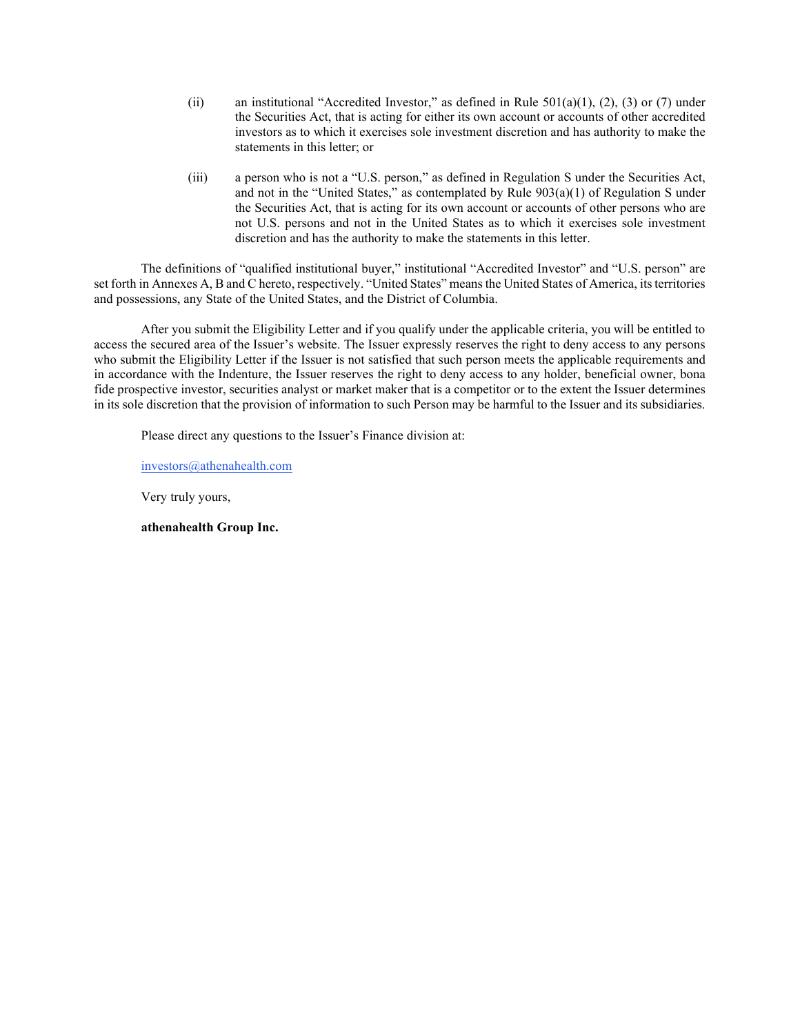(ii) an institutional "Accredited Investor," as defined in Rule 501(a)(1), (2), (3) or (7) under the Securities Act, that is acting for either its own account or accounts of other accredited investors as to which it exercises sole investment discretion and has authority to make the statements in this letter; or

(iii) a person who is not a "U.S. person," as defined in Regulation S under the Securities Act, and not in the "United States," as contemplated by Rule 903(a)(1) of Regulation S under the Securities Act, that is acting for its own account or accounts of other persons who are not U.S. persons and not in the United States as to which it exercises sole investment discretion and has the authority to make the statements in this letter.

The definitions of "qualified institutional buyer," institutional "Accredited Investor" and "U.S. person" are set forth in Annexes A, B and C hereto, respectively. "United States" means the United States of America, its territories and possessions, any State of the United States, and the District of Columbia.

After you submit the Eligibility Letter and if you qualify under the applicable criteria, you will be entitled to access the secured area of the Issuer's website. The Issuer expressly reserves the right to deny access to any persons who submit the Eligibility Letter if the Issuer is not satisfied that such person meets the applicable requirements and in accordance with the Indenture, the Issuer reserves the right to deny access to any holder, beneficial owner, bona fide prospective investor, securities analyst or market maker that is a competitor or to the extent the Issuer determines in its sole discretion that the provision of information to such Person may be harmful to the Issuer and its subsidiaries.

Please direct any questions to the Issuer's Finance division at:

investors@athenahealth.com

Very truly yours,

**athenahealth Group Inc.**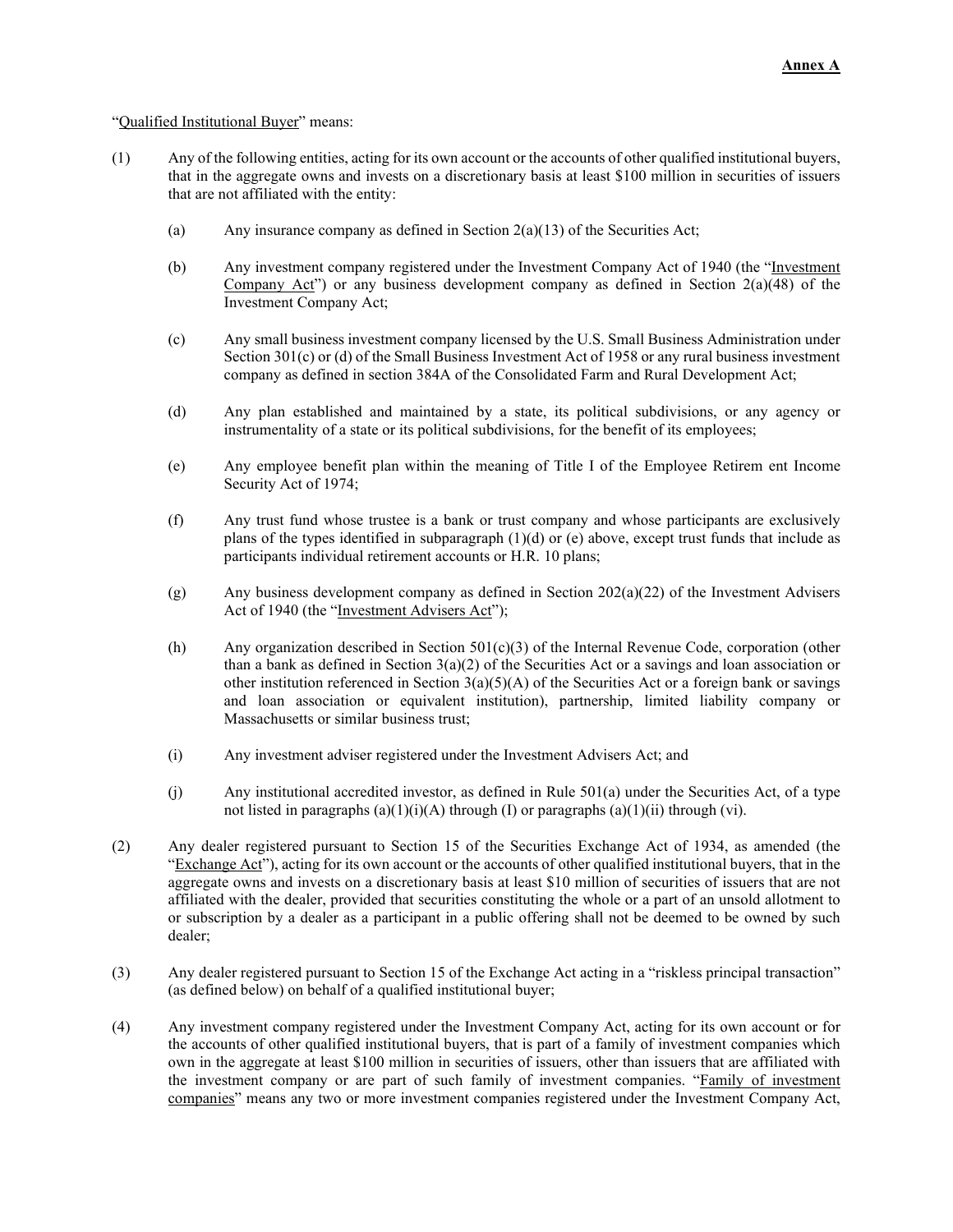**Annex A**

"Qualified Institutional Buyer" means:

(1) Any of the following entities, acting for its own account or the accounts of other qualified institutional buyers, that in the aggregate owns and invests on a discretionary basis at least $100 million in securities of issuers that are not affiliated with the entity:

  (a) Any insurance company as defined in Section 2(a)(13) of the Securities Act;

  (b) Any investment company registered under the Investment Company Act of 1940 (the "Investment Company Act") or any business development company as defined in Section 2(a)(48) of the Investment Company Act;

  (c) Any small business investment company licensed by the U.S. Small Business Administration under Section 301(c) or (d) of the Small Business Investment Act of 1958 or any rural business investment company as defined in section 384A of the Consolidated Farm and Rural Development Act;

  (d) Any plan established and maintained by a state, its political subdivisions, or any agency or instrumentality of a state or its political subdivisions, for the benefit of its employees;

  (e) Any employee benefit plan within the meaning of Title I of the Employee Retirem ent Income Security Act of 1974;

  (f) Any trust fund whose trustee is a bank or trust company and whose participants are exclusively plans of the types identified in subparagraph (1)(d) or (e) above, except trust funds that include as participants individual retirement accounts or H.R. 10 plans;

  (g) Any business development company as defined in Section 202(a)(22) of the Investment Advisers Act of 1940 (the "Investment Advisers Act");

  (h) Any organization described in Section 501(c)(3) of the Internal Revenue Code, corporation (other than a bank as defined in Section 3(a)(2) of the Securities Act or a savings and loan association or other institution referenced in Section 3(a)(5)(A) of the Securities Act or a foreign bank or savings and loan association or equivalent institution), partnership, limited liability company or Massachusetts or similar business trust;

  (i) Any investment adviser registered under the Investment Advisers Act; and

  (j) Any institutional accredited investor, as defined in Rule 501(a) under the Securities Act, of a type not listed in paragraphs (a)(1)(i)(A) through (I) or paragraphs (a)(1)(ii) through (vi).

(2) Any dealer registered pursuant to Section 15 of the Securities Exchange Act of 1934, as amended (the "Exchange Act"), acting for its own account or the accounts of other qualified institutional buyers, that in the aggregate owns and invests on a discretionary basis at least $10 million of securities of issuers that are not affiliated with the dealer, provided that securities constituting the whole or a part of an unsold allotment to or subscription by a dealer as a participant in a public offering shall not be deemed to be owned by such dealer;

(3) Any dealer registered pursuant to Section 15 of the Exchange Act acting in a "riskless principal transaction" (as defined below) on behalf of a qualified institutional buyer;

(4) Any investment company registered under the Investment Company Act, acting for its own account or for the accounts of other qualified institutional buyers, that is part of a family of investment companies which own in the aggregate at least $100 million in securities of issuers, other than issuers that are affiliated with the investment company or are part of such family of investment companies. "Family of investment companies" means any two or more investment companies registered under the Investment Company Act,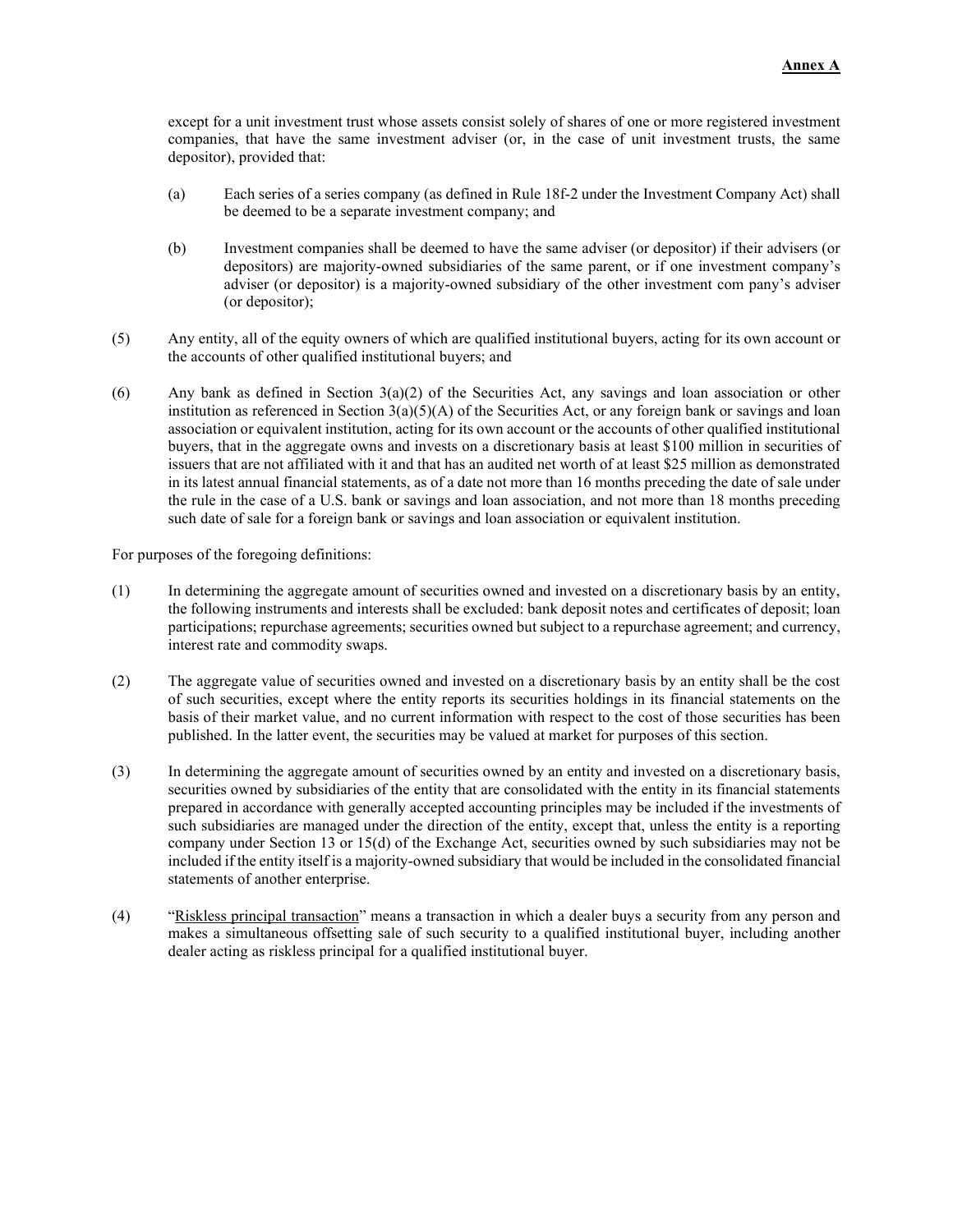except for a unit investment trust whose assets consist solely of shares of one or more registered investment companies, that have the same investment adviser (or, in the case of unit investment trusts, the same depositor), provided that:

(a) Each series of a series company (as defined in Rule 18f-2 under the Investment Company Act) shall be deemed to be a separate investment company; and

(b) Investment companies shall be deemed to have the same adviser (or depositor) if their advisers (or depositors) are majority-owned subsidiaries of the same parent, or if one investment company's adviser (or depositor) is a majority-owned subsidiary of the other investment com pany's adviser (or depositor);

(5) Any entity, all of the equity owners of which are qualified institutional buyers, acting for its own account or the accounts of other qualified institutional buyers; and

(6) Any bank as defined in Section 3(a)(2) of the Securities Act, any savings and loan association or other institution as referenced in Section 3(a)(5)(A) of the Securities Act, or any foreign bank or savings and loan association or equivalent institution, acting for its own account or the accounts of other qualified institutional buyers, that in the aggregate owns and invests on a discretionary basis at least $100 million in securities of issuers that are not affiliated with it and that has an audited net worth of at least $25 million as demonstrated in its latest annual financial statements, as of a date not more than 16 months preceding the date of sale under the rule in the case of a U.S. bank or savings and loan association, and not more than 18 months preceding such date of sale for a foreign bank or savings and loan association or equivalent institution.

For purposes of the foregoing definitions:

(1) In determining the aggregate amount of securities owned and invested on a discretionary basis by an entity, the following instruments and interests shall be excluded: bank deposit notes and certificates of deposit; loan participations; repurchase agreements; securities owned but subject to a repurchase agreement; and currency, interest rate and commodity swaps.

(2) The aggregate value of securities owned and invested on a discretionary basis by an entity shall be the cost of such securities, except where the entity reports its securities holdings in its financial statements on the basis of their market value, and no current information with respect to the cost of those securities has been published. In the latter event, the securities may be valued at market for purposes of this section.

(3) In determining the aggregate amount of securities owned by an entity and invested on a discretionary basis, securities owned by subsidiaries of the entity that are consolidated with the entity in its financial statements prepared in accordance with generally accepted accounting principles may be included if the investments of such subsidiaries are managed under the direction of the entity, except that, unless the entity is a reporting company under Section 13 or 15(d) of the Exchange Act, securities owned by such subsidiaries may not be included if the entity itself is a majority-owned subsidiary that would be included in the consolidated financial statements of another enterprise.

(4) "Riskless principal transaction" means a transaction in which a dealer buys a security from any person and makes a simultaneous offsetting sale of such security to a qualified institutional buyer, including another dealer acting as riskless principal for a qualified institutional buyer.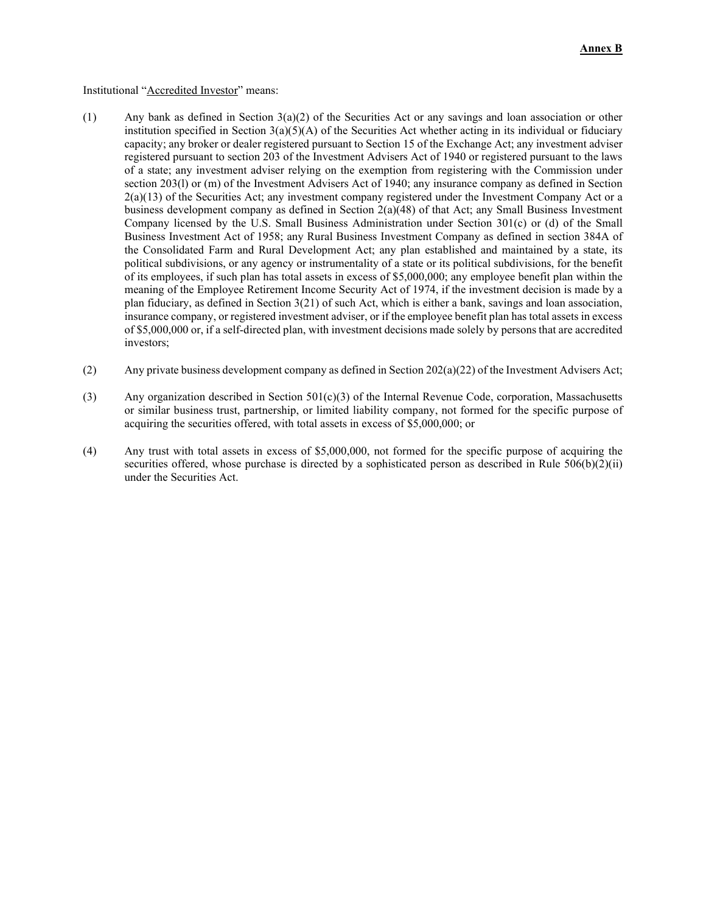**Annex B**

Institutional "Accredited Investor" means:

(1) Any bank as defined in Section 3(a)(2) of the Securities Act or any savings and loan association or other institution specified in Section 3(a)(5)(A) of the Securities Act whether acting in its individual or fiduciary capacity; any broker or dealer registered pursuant to Section 15 of the Exchange Act; any investment adviser registered pursuant to section 203 of the Investment Advisers Act of 1940 or registered pursuant to the laws of a state; any investment adviser relying on the exemption from registering with the Commission under section 203(l) or (m) of the Investment Advisers Act of 1940; any insurance company as defined in Section 2(a)(13) of the Securities Act; any investment company registered under the Investment Company Act or a business development company as defined in Section 2(a)(48) of that Act; any Small Business Investment Company licensed by the U.S. Small Business Administration under Section 301(c) or (d) of the Small Business Investment Act of 1958; any Rural Business Investment Company as defined in section 384A of the Consolidated Farm and Rural Development Act; any plan established and maintained by a state, its political subdivisions, or any agency or instrumentality of a state or its political subdivisions, for the benefit of its employees, if such plan has total assets in excess of $5,000,000; any employee benefit plan within the meaning of the Employee Retirement Income Security Act of 1974, if the investment decision is made by a plan fiduciary, as defined in Section 3(21) of such Act, which is either a bank, savings and loan association, insurance company, or registered investment adviser, or if the employee benefit plan has total assets in excess of $5,000,000 or, if a self-directed plan, with investment decisions made solely by persons that are accredited investors;

(2) Any private business development company as defined in Section 202(a)(22) of the Investment Advisers Act;

(3) Any organization described in Section 501(c)(3) of the Internal Revenue Code, corporation, Massachusetts or similar business trust, partnership, or limited liability company, not formed for the specific purpose of acquiring the securities offered, with total assets in excess of $5,000,000; or

(4) Any trust with total assets in excess of $5,000,000, not formed for the specific purpose of acquiring the securities offered, whose purchase is directed by a sophisticated person as described in Rule 506(b)(2)(ii) under the Securities Act.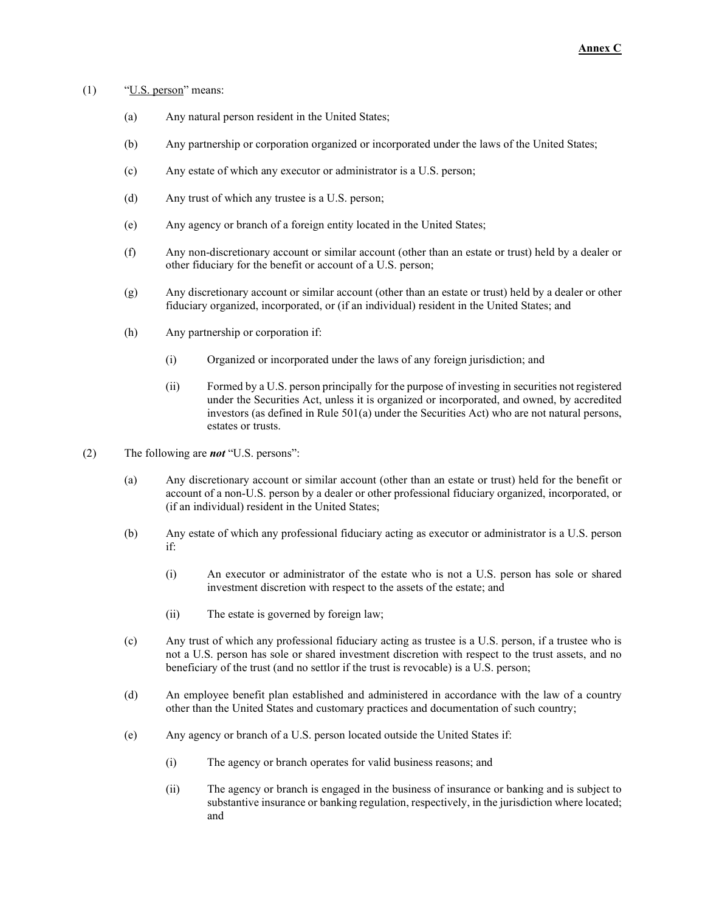**Annex C**

(1) "U.S. person" means:

- (a) Any natural person resident in the United States;
- (b) Any partnership or corporation organized or incorporated under the laws of the United States;
- (c) Any estate of which any executor or administrator is a U.S. person;
- (d) Any trust of which any trustee is a U.S. person;
- (e) Any agency or branch of a foreign entity located in the United States;
- (f) Any non-discretionary account or similar account (other than an estate or trust) held by a dealer or other fiduciary for the benefit or account of a U.S. person;
- (g) Any discretionary account or similar account (other than an estate or trust) held by a dealer or other fiduciary organized, incorporated, or (if an individual) resident in the United States; and
- (h) Any partnership or corporation if:
  - (i) Organized or incorporated under the laws of any foreign jurisdiction; and
  - (ii) Formed by a U.S. person principally for the purpose of investing in securities not registered under the Securities Act, unless it is organized or incorporated, and owned, by accredited investors (as defined in Rule 501(a) under the Securities Act) who are not natural persons, estates or trusts.

(2) The following are ***not*** "U.S. persons":

- (a) Any discretionary account or similar account (other than an estate or trust) held for the benefit or account of a non-U.S. person by a dealer or other professional fiduciary organized, incorporated, or (if an individual) resident in the United States;
- (b) Any estate of which any professional fiduciary acting as executor or administrator is a U.S. person if:
  - (i) An executor or administrator of the estate who is not a U.S. person has sole or shared investment discretion with respect to the assets of the estate; and
  - (ii) The estate is governed by foreign law;
- (c) Any trust of which any professional fiduciary acting as trustee is a U.S. person, if a trustee who is not a U.S. person has sole or shared investment discretion with respect to the trust assets, and no beneficiary of the trust (and no settlor if the trust is revocable) is a U.S. person;
- (d) An employee benefit plan established and administered in accordance with the law of a country other than the United States and customary practices and documentation of such country;
- (e) Any agency or branch of a U.S. person located outside the United States if:
  - (i) The agency or branch operates for valid business reasons; and
  - (ii) The agency or branch is engaged in the business of insurance or banking and is subject to substantive insurance or banking regulation, respectively, in the jurisdiction where located; and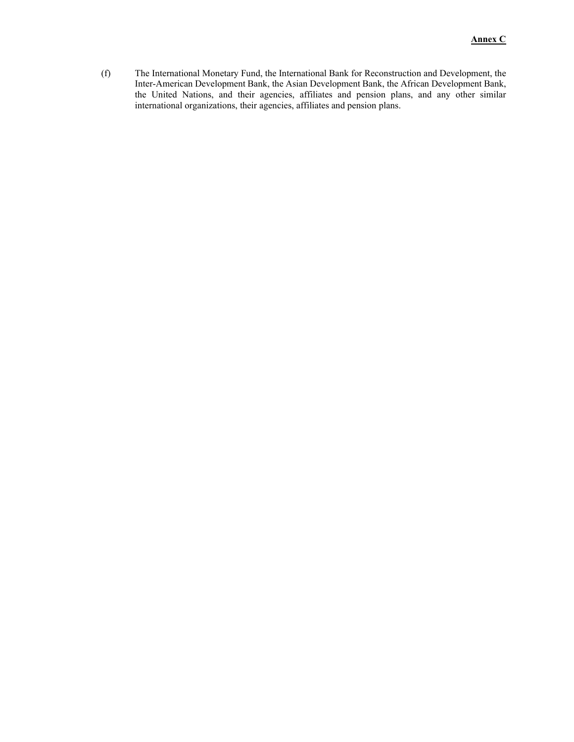**Annex C**

(f) The International Monetary Fund, the International Bank for Reconstruction and Development, the Inter-American Development Bank, the Asian Development Bank, the African Development Bank, the United Nations, and their agencies, affiliates and pension plans, and any other similar international organizations, their agencies, affiliates and pension plans.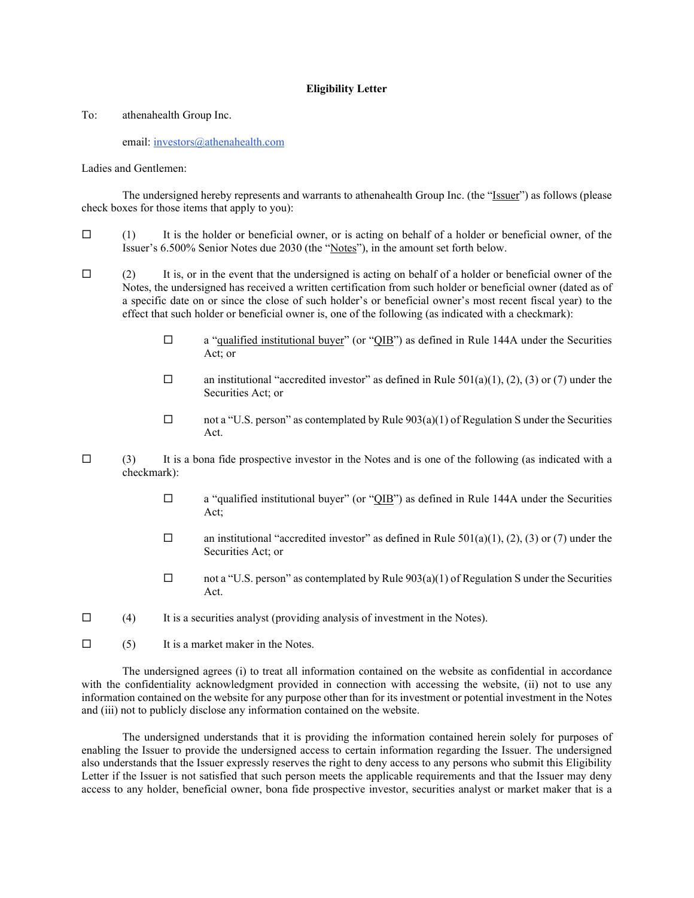**Eligibility Letter**

To: athenahealth Group Inc.

email: investors@athenahealth.com

Ladies and Gentlemen:

The undersigned hereby represents and warrants to athenahealth Group Inc. (the "Issuer") as follows (please check boxes for those items that apply to you):

☐ (1) It is the holder or beneficial owner, or is acting on behalf of a holder or beneficial owner, of the Issuer's 6.500% Senior Notes due 2030 (the "Notes"), in the amount set forth below.

☐ (2) It is, or in the event that the undersigned is acting on behalf of a holder or beneficial owner of the Notes, the undersigned has received a written certification from such holder or beneficial owner (dated as of a specific date on or since the close of such holder's or beneficial owner's most recent fiscal year) to the effect that such holder or beneficial owner is, one of the following (as indicated with a checkmark):

- ☐ a "qualified institutional buyer" (or "QIB") as defined in Rule 144A under the Securities Act; or
- ☐ an institutional "accredited investor" as defined in Rule 501(a)(1), (2), (3) or (7) under the Securities Act; or
- ☐ not a "U.S. person" as contemplated by Rule 903(a)(1) of Regulation S under the Securities Act.

☐ (3) It is a bona fide prospective investor in the Notes and is one of the following (as indicated with a checkmark):

- ☐ a "qualified institutional buyer" (or "QIB") as defined in Rule 144A under the Securities Act;
- ☐ an institutional "accredited investor" as defined in Rule 501(a)(1), (2), (3) or (7) under the Securities Act; or
- ☐ not a "U.S. person" as contemplated by Rule 903(a)(1) of Regulation S under the Securities Act.

☐ (4) It is a securities analyst (providing analysis of investment in the Notes).

☐ (5) It is a market maker in the Notes.

The undersigned agrees (i) to treat all information contained on the website as confidential in accordance with the confidentiality acknowledgment provided in connection with accessing the website, (ii) not to use any information contained on the website for any purpose other than for its investment or potential investment in the Notes and (iii) not to publicly disclose any information contained on the website.

The undersigned understands that it is providing the information contained herein solely for purposes of enabling the Issuer to provide the undersigned access to certain information regarding the Issuer. The undersigned also understands that the Issuer expressly reserves the right to deny access to any persons who submit this Eligibility Letter if the Issuer is not satisfied that such person meets the applicable requirements and that the Issuer may deny access to any holder, beneficial owner, bona fide prospective investor, securities analyst or market maker that is a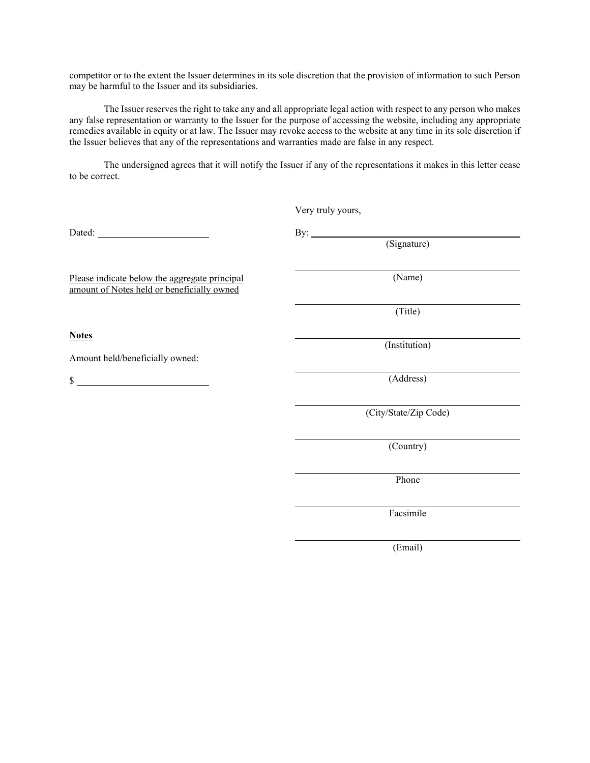competitor or to the extent the Issuer determines in its sole discretion that the provision of information to such Person may be harmful to the Issuer and its subsidiaries.

The Issuer reserves the right to take any and all appropriate legal action with respect to any person who makes any false representation or warranty to the Issuer for the purpose of accessing the website, including any appropriate remedies available in equity or at law. The Issuer may revoke access to the website at any time in its sole discretion if the Issuer believes that any of the representations and warranties made are false in any respect.

The undersigned agrees that it will notify the Issuer if any of the representations it makes in this letter cease to be correct.

Very truly yours,

Dated: ______________________

By: ________________________________________
(Signature)

________________________________________
(Name)

________________________________________
(Title)

________________________________________
(Institution)

________________________________________
(Address)

________________________________________
(City/State/Zip Code)

________________________________________
(Country)

________________________________________
Phone

________________________________________
Facsimile

________________________________________
(Email)

Please indicate below the aggregate principal amount of Notes held or beneficially owned

**Notes**

Amount held/beneficially owned:

$ __________________________